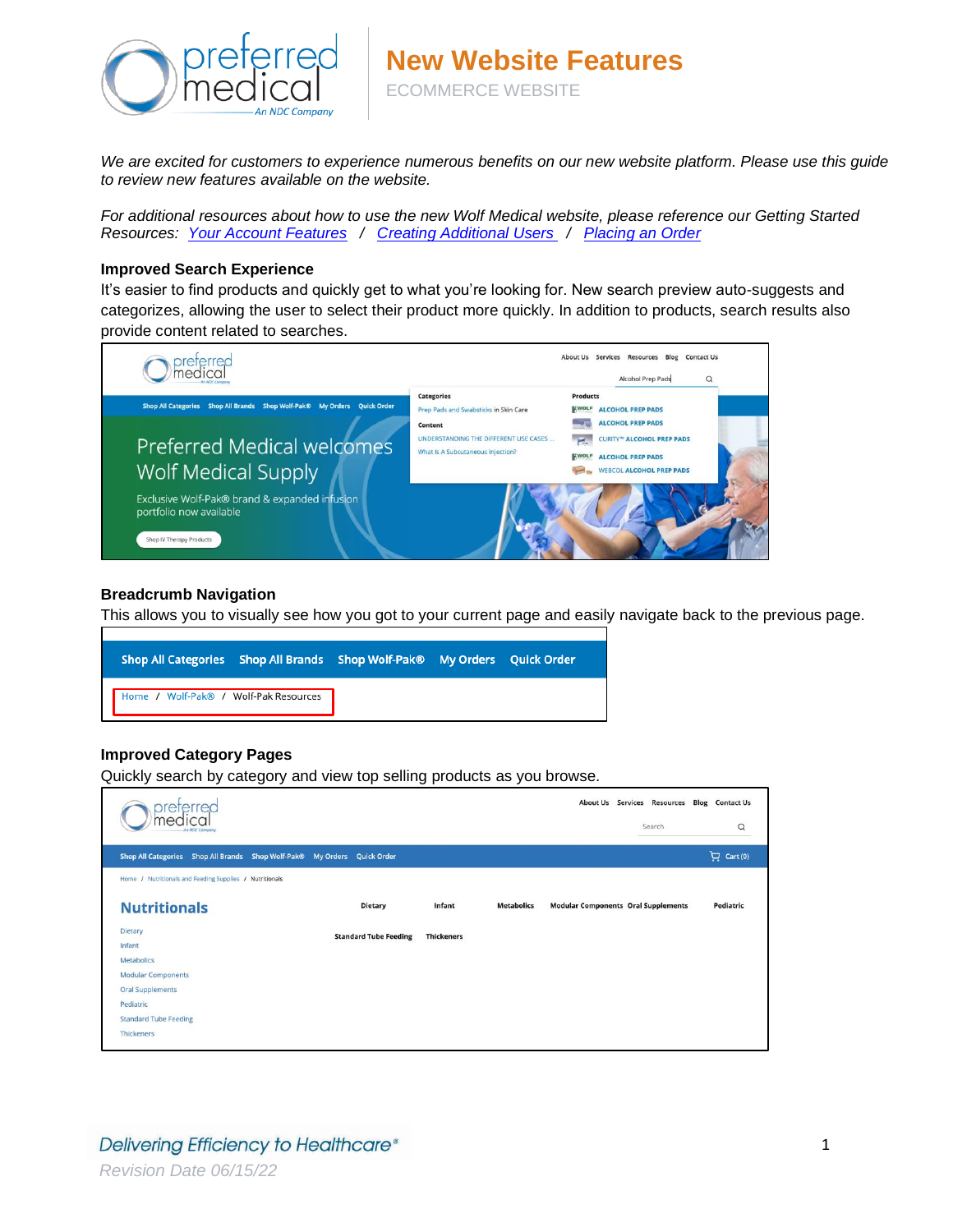# New Website Features

ECOMMERCE WEBSITE

*We are excited for customers to experience numerous benefits on our new website platform. Please use this guide to review new features available on the website.*

*For additional resources about how to use the new Wolf Medical website, please reference our Getting Started Resources: Your Account Features / Creating Additional Users / Placing an Order*

### Improved Search Experience

It's easier to find products and quickly get to what you're looking for. New search preview auto-suggests and categorizes, allowing the user to select their product more quickly. In addition to products, search results also provide content related to searches.

### Breadcrumb Navigation

This allows you to visually see how you got to your current page and easily navigate back to the previous page.

### Improved Category Pages

Quickly search by category and view top selling products as you browse.

*Delivering Efficiency to Healthcare®*

*Revision Date 06/15/22*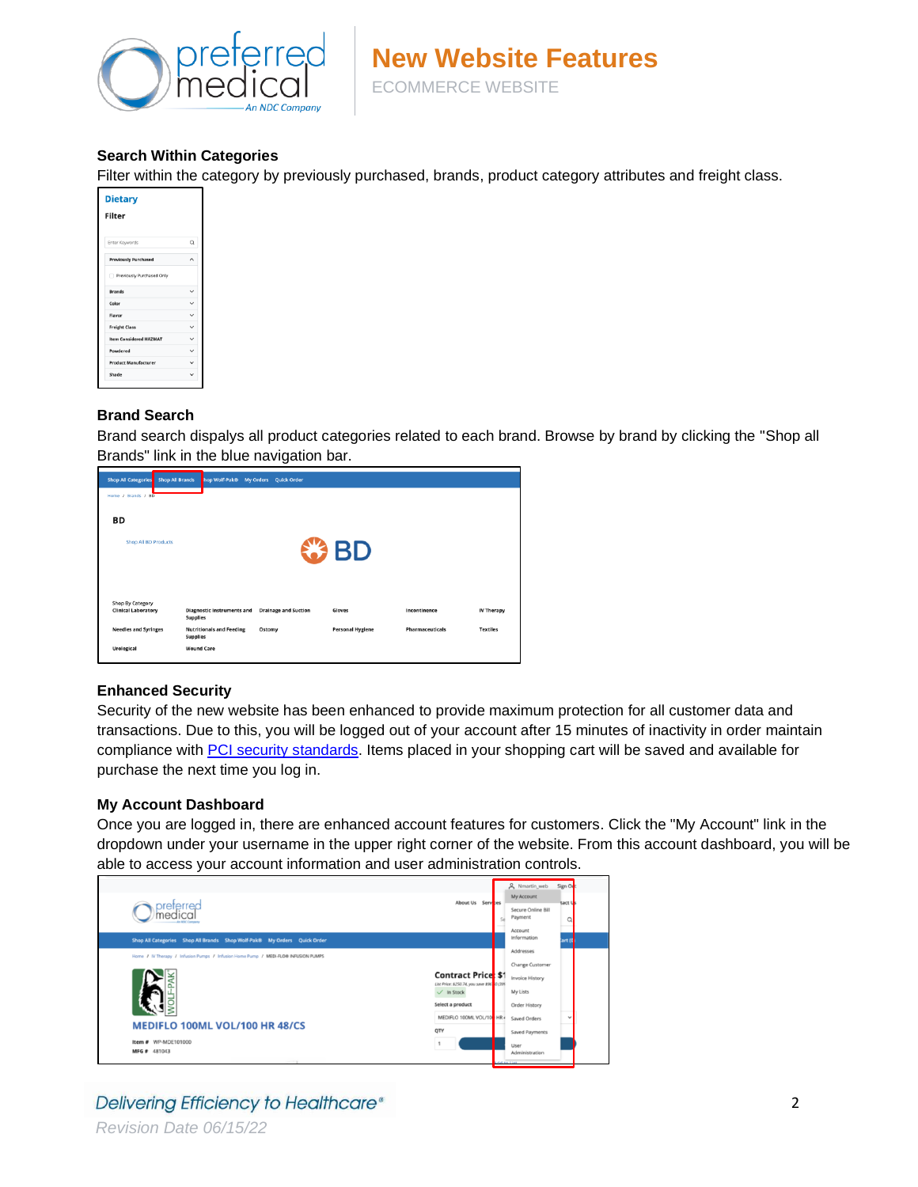## Search Within Categories

Filter within the category by previously purchased, brands, product category attributes and freight class.

## Brand Search

Brand search dispalys all product categories related to each brand. Browse by brand by clicking the "Shop all Brands" link in the blue navigation bar.

## Enhanced Security

Security of the new website has been enhanced to provide maximum protection for all customer data and transactions. Due to this, you will be logged out of your account after 15 minutes of inactivity in order maintain compliance with PCI security standards. Items placed in your shopping cart will be saved and available for purchase the next time you log in.

## My Account Dashboard

Once you are logged in, there are enhanced account features for customers. Click the "My Account" link in the dropdown under your username in the upper right corner of the website. From this account dashboard, you will be able to access your account information and user administration controls.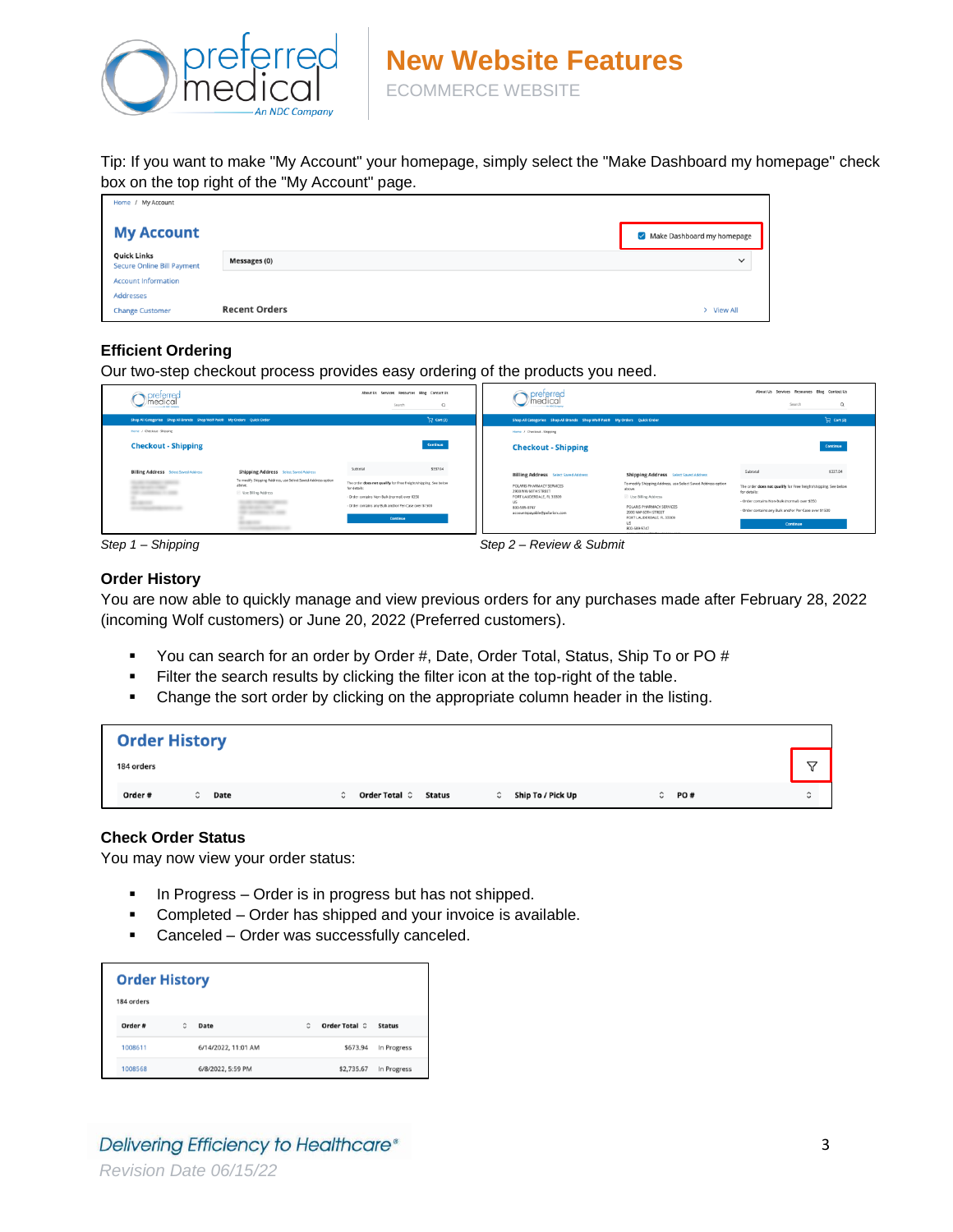Tip: If you want to make "My Account" your homepage, simply select the "Make Dashboard my homepage" check box on the top right of the "My Account" page.

### Efficient Ordering

Our two-step checkout process provides easy ordering of the products you need.

*Step 1 – Shipping*

*Step 2 – Review & Submit*

### Order History

You are now able to quickly manage and view previous orders for any purchases made after February 28, 2022 (incoming Wolf customers) or June 20, 2022 (Preferred customers).

- You can search for an order by Order #, Date, Order Total, Status, Ship To or PO #
- Filter the search results by clicking the filter icon at the top-right of the table.
- Change the sort order by clicking on the appropriate column header in the listing.

### Check Order Status

You may now view your order status:

- In Progress – Order is in progress but has not shipped.
- Completed – Order has shipped and your invoice is available.
- Canceled – Order was successfully canceled.

*Delivering Efficiency to Healthcare®*

*Revision Date 06/15/22*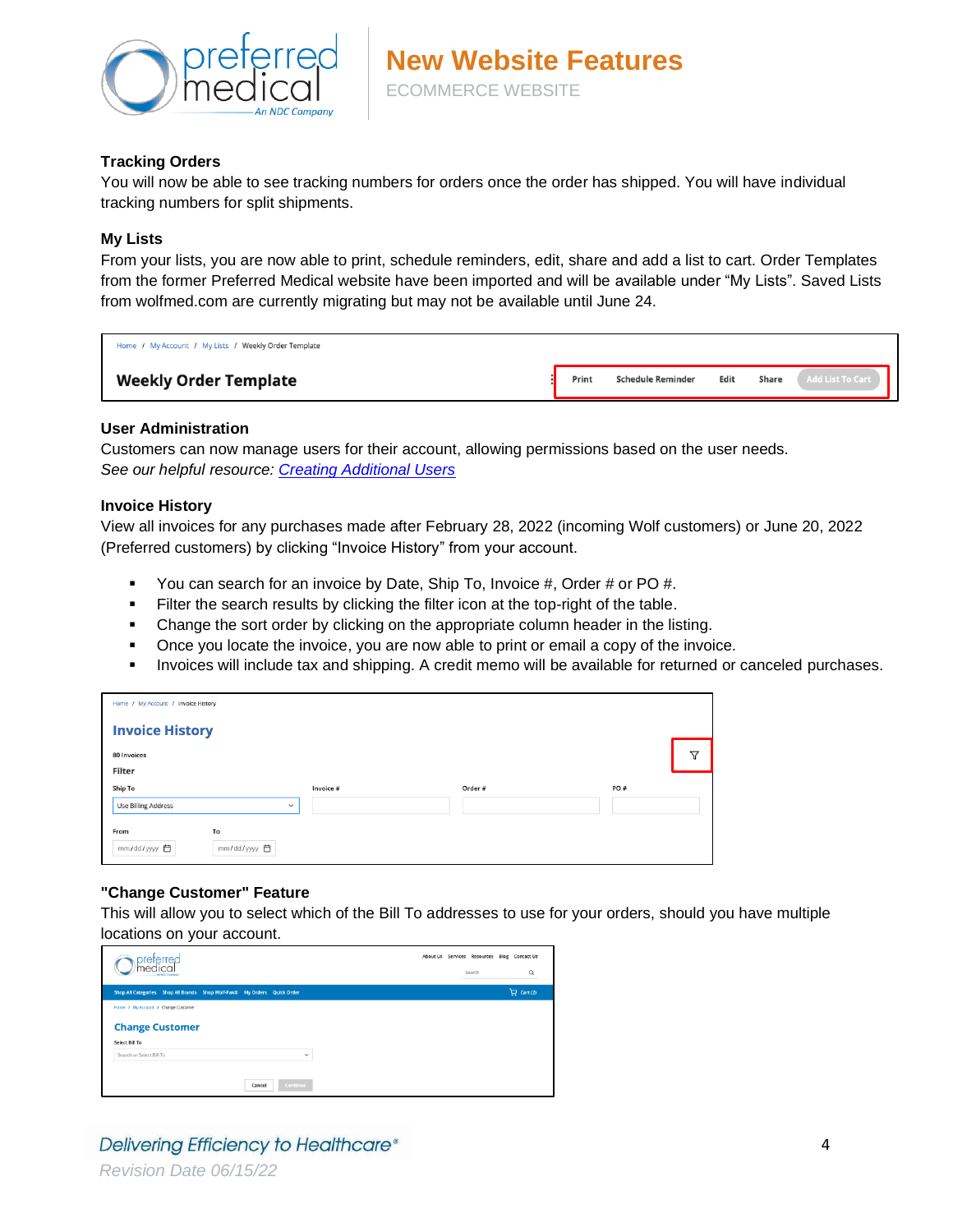## Tracking Orders

You will now be able to see tracking numbers for orders once the order has shipped. You will have individual tracking numbers for split shipments.

## My Lists

From your lists, you are now able to print, schedule reminders, edit, share and add a list to cart. Order Templates from the former Preferred Medical website have been imported and will be available under "My Lists". Saved Lists from wolfmed.com are currently migrating but may not be available until June 24.

## User Administration

Customers can now manage users for their account, allowing permissions based on the user needs.
*See our helpful resource: [Creating Additional Users]*

## Invoice History

View all invoices for any purchases made after February 28, 2022 (incoming Wolf customers) or June 20, 2022 (Preferred customers) by clicking "Invoice History" from your account.

- You can search for an invoice by Date, Ship To, Invoice #, Order # or PO #.
- Filter the search results by clicking the filter icon at the top-right of the table.
- Change the sort order by clicking on the appropriate column header in the listing.
- Once you locate the invoice, you are now able to print or email a copy of the invoice.
- Invoices will include tax and shipping. A credit memo will be available for returned or canceled purchases.

## "Change Customer" Feature

This will allow you to select which of the Bill To addresses to use for your orders, should you have multiple locations on your account.

*Delivering Efficiency to Healthcare®*

*Revision Date 06/15/22*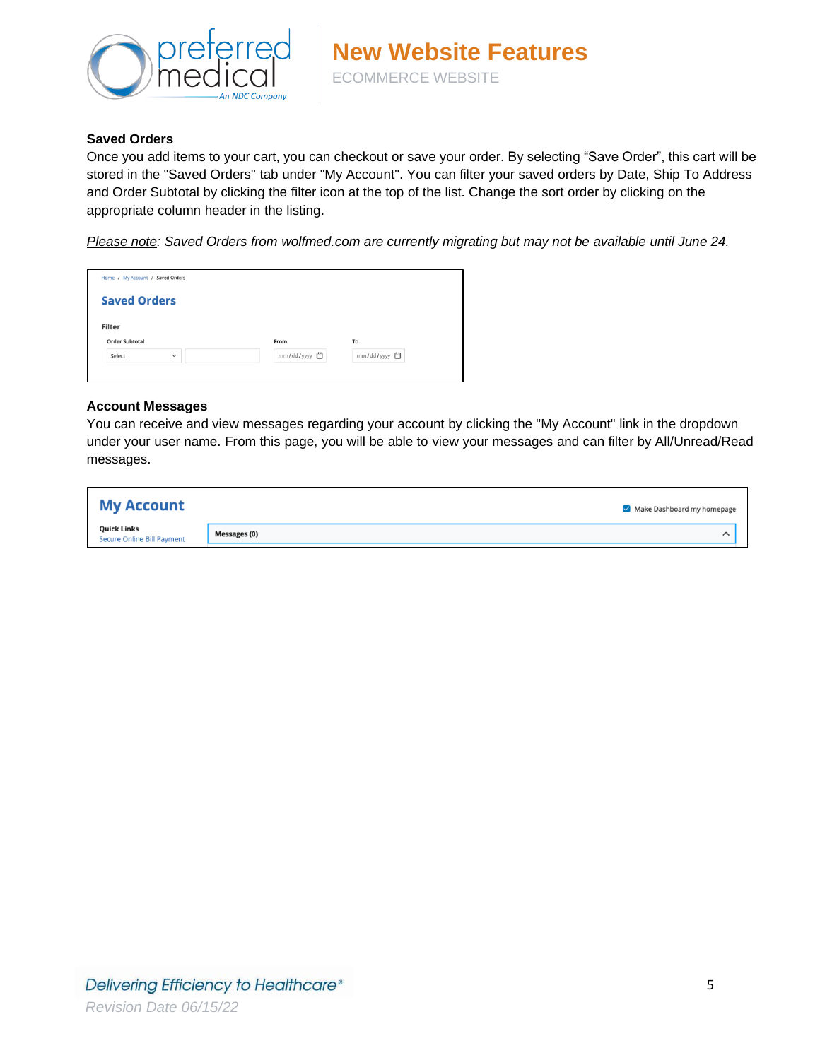### Saved Orders

Once you add items to your cart, you can checkout or save your order. By selecting "Save Order", this cart will be stored in the "Saved Orders" tab under "My Account". You can filter your saved orders by Date, Ship To Address and Order Subtotal by clicking the filter icon at the top of the list. Change the sort order by clicking on the appropriate column header in the listing.

*Please note: Saved Orders from wolfmed.com are currently migrating but may not be available until June 24.*

Home / My Account / Saved Orders

Saved Orders

Filter

Order Subtotal

Select

From

mm/dd/yyyy

To

mm/dd/yyyy

### Account Messages

You can receive and view messages regarding your account by clicking the "My Account" link in the dropdown under your user name. From this page, you will be able to view your messages and can filter by All/Unread/Read messages.

My Account

Make Dashboard my homepage

Quick Links

Secure Online Bill Payment

Messages (0)